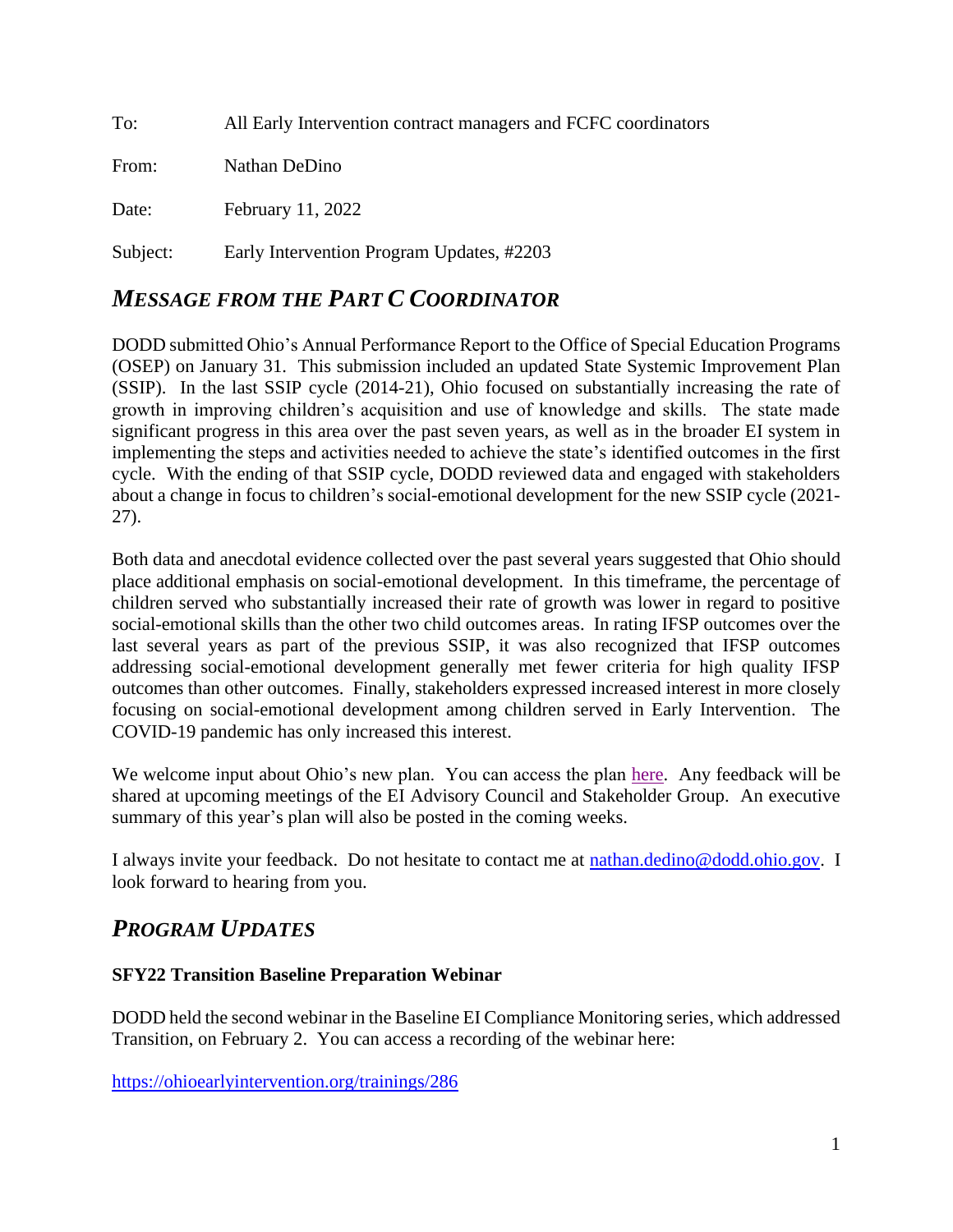To: All Early Intervention contract managers and FCFC coordinators

From: Nathan DeDino

Date: February 11, 2022

Subject: Early Intervention Program Updates, #2203

## *MESSAGE FROM THE PART C COORDINATOR*

DODD submitted Ohio's Annual Performance Report to the Office of Special Education Programs (OSEP) on January 31. This submission included an updated State Systemic Improvement Plan (SSIP). In the last SSIP cycle (2014-21), Ohio focused on substantially increasing the rate of growth in improving children's acquisition and use of knowledge and skills. The state made significant progress in this area over the past seven years, as well as in the broader EI system in implementing the steps and activities needed to achieve the state's identified outcomes in the first cycle. With the ending of that SSIP cycle, DODD reviewed data and engaged with stakeholders about a change in focus to children's social-emotional development for the new SSIP cycle (2021-27).

Both data and anecdotal evidence collected over the past several years suggested that Ohio should place additional emphasis on social-emotional development. In this timeframe, the percentage of children served who substantially increased their rate of growth was lower in regard to positive social-emotional skills than the other two child outcomes areas. In rating IFSP outcomes over the last several years as part of the previous SSIP, it was also recognized that IFSP outcomes addressing social-emotional development generally met fewer criteria for high quality IFSP outcomes than other outcomes. Finally, stakeholders expressed increased interest in more closely focusing on social-emotional development among children served in Early Intervention. The COVID-19 pandemic has only increased this interest.

We welcome input about Ohio's new plan. You can access the plan here. Any feedback will be shared at upcoming meetings of the EI Advisory Council and Stakeholder Group. An executive summary of this year's plan will also be posted in the coming weeks.

I always invite your feedback. Do not hesitate to contact me at nathan.dedino@dodd.ohio.gov. I look forward to hearing from you.

## *PROGRAM UPDATES*

### SFY22 Transition Baseline Preparation Webinar

DODD held the second webinar in the Baseline EI Compliance Monitoring series, which addressed Transition, on February 2. You can access a recording of the webinar here:

https://ohioearlyintervention.org/trainings/286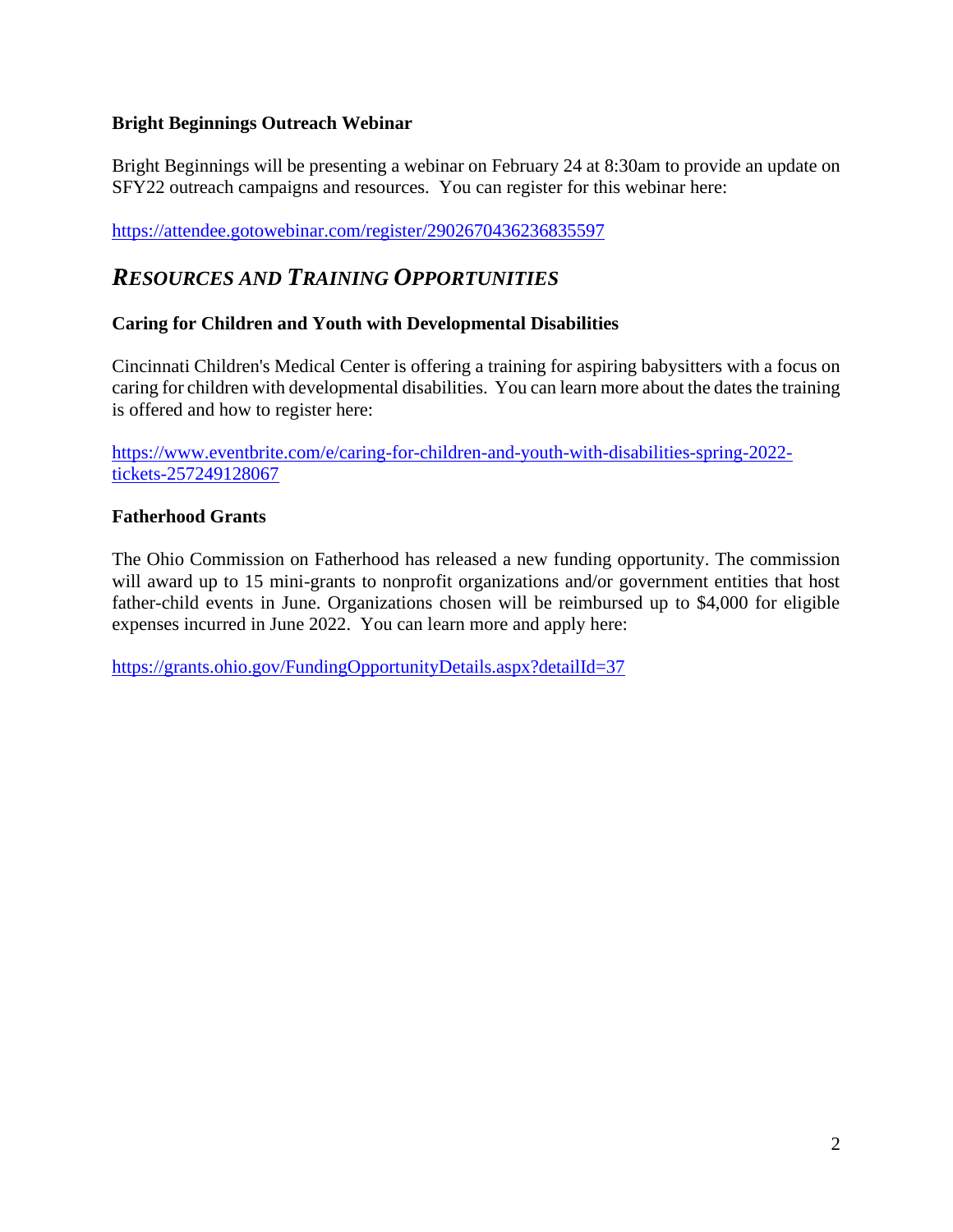**Bright Beginnings Outreach Webinar**

Bright Beginnings will be presenting a webinar on February 24 at 8:30am to provide an update on SFY22 outreach campaigns and resources. You can register for this webinar here:

https://attendee.gotowebinar.com/register/2902670436236835597

## *RESOURCES AND TRAINING OPPORTUNITIES*

**Caring for Children and Youth with Developmental Disabilities**

Cincinnati Children's Medical Center is offering a training for aspiring babysitters with a focus on caring for children with developmental disabilities. You can learn more about the dates the training is offered and how to register here:

https://www.eventbrite.com/e/caring-for-children-and-youth-with-disabilities-spring-2022-tickets-257249128067

**Fatherhood Grants**

The Ohio Commission on Fatherhood has released a new funding opportunity. The commission will award up to 15 mini-grants to nonprofit organizations and/or government entities that host father-child events in June. Organizations chosen will be reimbursed up to $4,000 for eligible expenses incurred in June 2022. You can learn more and apply here:

https://grants.ohio.gov/FundingOpportunityDetails.aspx?detailId=37